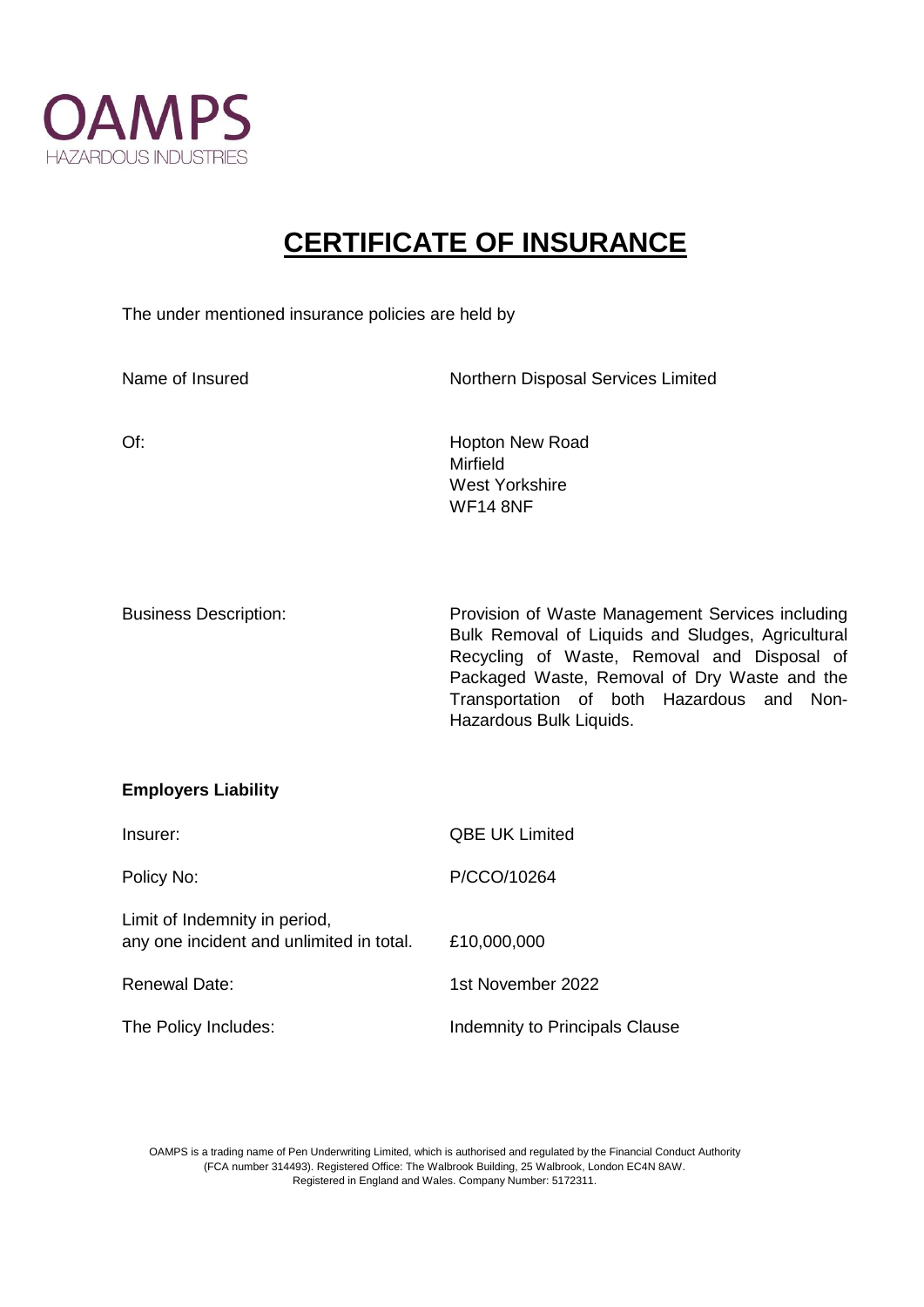OAMPS
HAZARDOUS INDUSTRIES

# CERTIFICATE OF INSURANCE

The under mentioned insurance policies are held by

| | |
|---|---|
| Name of Insured | Northern Disposal Services Limited |
| Of: | Hopton New Road<br>Mirfield<br>West Yorkshire<br>WF14 8NF |
| Business Description: | Provision of Waste Management Services including Bulk Removal of Liquids and Sludges, Agricultural Recycling of Waste, Removal and Disposal of Packaged Waste, Removal of Dry Waste and the Transportation of both Hazardous and Non-Hazardous Bulk Liquids. |

**Employers Liability**

| | |
|---|---|
| Insurer: | QBE UK Limited |
| Policy No: | P/CCO/10264 |
| Limit of Indemnity in period, any one incident and unlimited in total. | £10,000,000 |
| Renewal Date: | 1st November 2022 |
| The Policy Includes: | Indemnity to Principals Clause |

OAMPS is a trading name of Pen Underwriting Limited, which is authorised and regulated by the Financial Conduct Authority (FCA number 314493). Registered Office: The Walbrook Building, 25 Walbrook, London EC4N 8AW. Registered in England and Wales. Company Number: 5172311.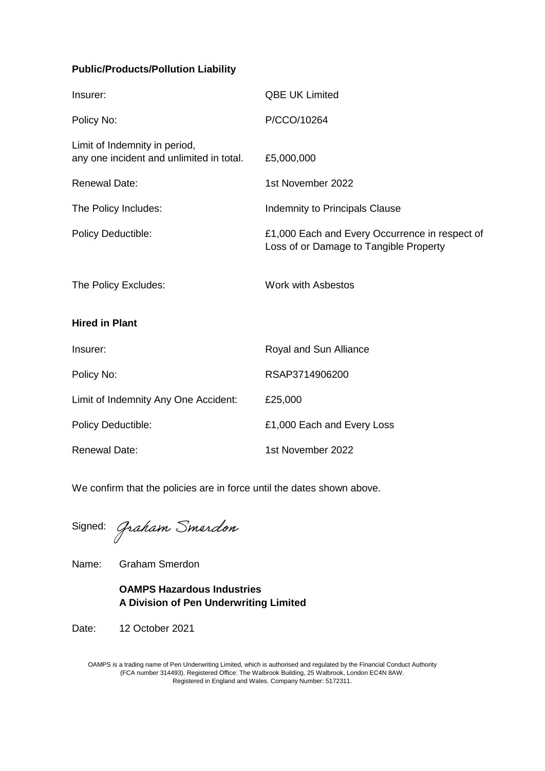**Public/Products/Pollution Liability**

| | |
|---|---|
| Insurer: | QBE UK Limited |
| Policy No: | P/CCO/10264 |
| Limit of Indemnity in period, any one incident and unlimited in total. | £5,000,000 |
| Renewal Date: | 1st November 2022 |
| The Policy Includes: | Indemnity to Principals Clause |
| Policy Deductible: | £1,000 Each and Every Occurrence in respect of Loss of or Damage to Tangible Property |
| The Policy Excludes: | Work with Asbestos |

**Hired in Plant**

| | |
|---|---|
| Insurer: | Royal and Sun Alliance |
| Policy No: | RSAP3714906200 |
| Limit of Indemnity Any One Accident: | £25,000 |
| Policy Deductible: | £1,000 Each and Every Loss |
| Renewal Date: | 1st November 2022 |

We confirm that the policies are in force until the dates shown above.

Signed: *Graham Smerdon*

Name: Graham Smerdon

**OAMPS Hazardous Industries**
**A Division of Pen Underwriting Limited**

Date: 12 October 2021

OAMPS is a trading name of Pen Underwriting Limited, which is authorised and regulated by the Financial Conduct Authority (FCA number 314493). Registered Office: The Walbrook Building, 25 Walbrook, London EC4N 8AW. Registered in England and Wales. Company Number: 5172311.